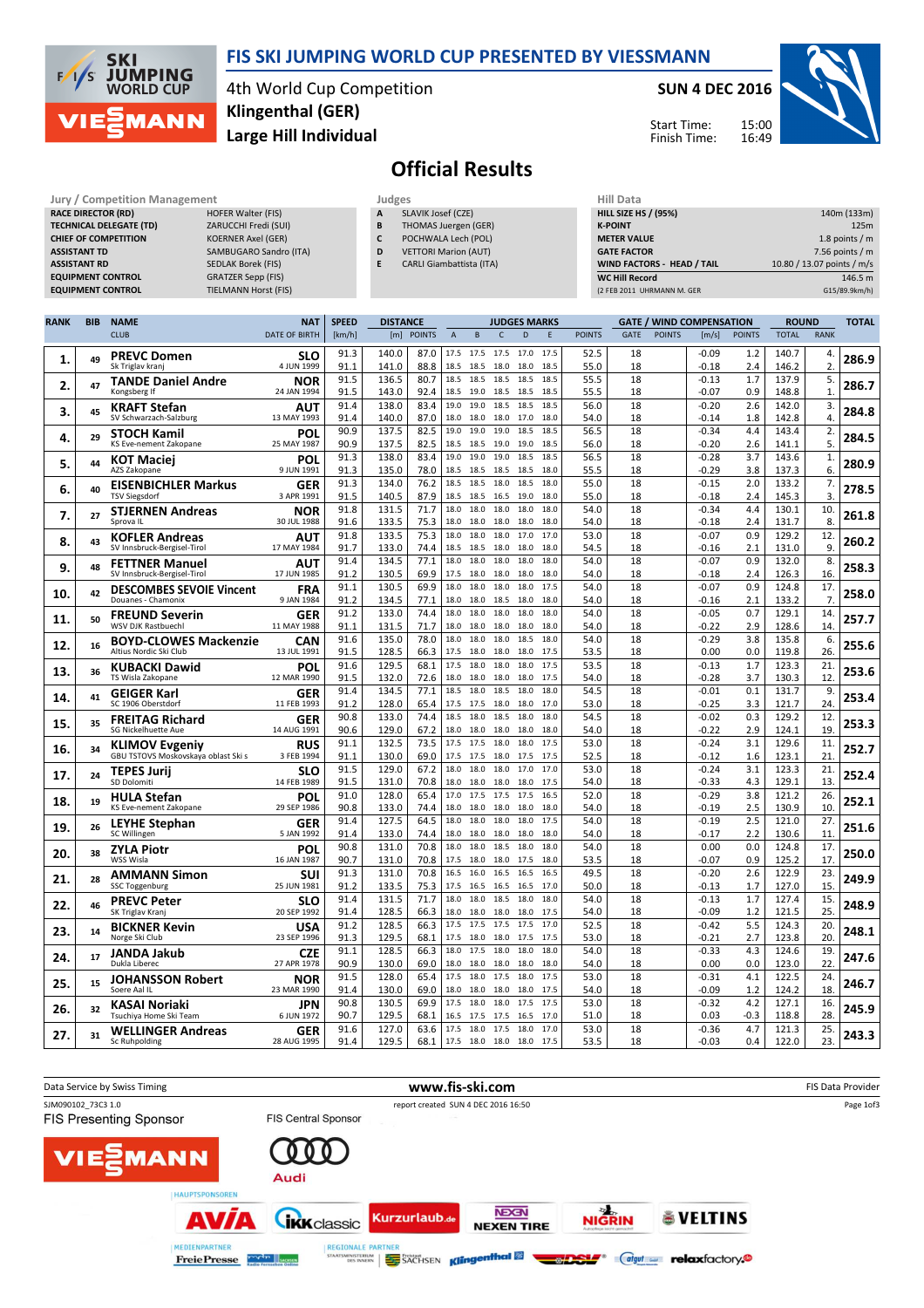# FIS SKI JUMPING WORLD CUP PRESENTED BY VIESSMANN

4th World Cup Competition
**Klingenthal (GER)**
**Large Hill Individual**

**SUN 4 DEC 2016**

Start Time: 15:00
Finish Time: 16:49

## Official Results

| Jury / Competition Management | |
|---|---|
| RACE DIRECTOR (RD) | HOFER Walter (FIS) |
| TECHNICAL DELEGATE (TD) | ZARUCCHI Fredi (SUI) |
| CHIEF OF COMPETITION | KOERNER Axel (GER) |
| ASSISTANT TD | SAMBUGARO Sandro (ITA) |
| ASSISTANT RD | SEDLAK Borek (FIS) |
| EQUIPMENT CONTROL | GRATZER Sepp (FIS) |
| EQUIPMENT CONTROL | TIELMANN Horst (FIS) |

| Judges | |
|---|---|
| A | SLAVIK Josef (CZE) |
| B | THOMAS Juergen (GER) |
| C | POCHWALA Lech (POL) |
| D | VETTORI Marion (AUT) |
| E | CARLI Giambattista (ITA) |

| Hill Data | |
|---|---|
| HILL SIZE HS / (95%) | 140m (133m) |
| K-POINT | 125m |
| METER VALUE | 1.8 points / m |
| GATE FACTOR | 7.56 points / m |
| WIND FACTORS - HEAD / TAIL | 10.80 / 13.07 points / m/s |
| WC Hill Record | 146.5 m |
| (2 FEB 2011 UHRMANN M. GER | G15/89.9km/h) |

| RANK | BIB | NAME / CLUB | NAT / DATE OF BIRTH | SPEED [km/h] | DISTANCE [m] | DISTANCE POINTS | A | B | C | D | E | JUDGES POINTS | GATE | GATE POINTS | WIND [m/s] | WIND POINTS | ROUND TOTAL | ROUND RANK | TOTAL |
|---|---|---|---|---|---|---|---|---|---|---|---|---|---|---|---|---|---|---|---|
| 1. | 49 | PREVC Domen / Sk Triglav kranj | SLO / 4 JUN 1999 | 91.3 | 140.0 | 87.0 | 17.5 | 17.5 | 17.5 | 17.0 | 17.5 | 52.5 | 18 | | -0.09 | 1.2 | 140.7 | 4. | 286.9 |
| | | | | 91.1 | 141.0 | 88.8 | 18.5 | 18.5 | 18.0 | 18.0 | 18.5 | 55.0 | 18 | | -0.18 | 2.4 | 146.2 | 2. | |
| 2. | 47 | TANDE Daniel Andre / Kongsberg If | NOR / 24 JAN 1994 | 91.5 | 136.5 | 80.7 | 18.5 | 18.5 | 18.5 | 18.5 | 18.5 | 55.5 | 18 | | -0.13 | 1.7 | 137.9 | 5. | 286.7 |
| | | | | 91.5 | 143.0 | 92.4 | 18.5 | 19.0 | 18.5 | 18.5 | 18.5 | 55.5 | 18 | | -0.07 | 0.9 | 148.8 | 1. | |
| 3. | 45 | KRAFT Stefan / SV Schwarzach-Salzburg | AUT / 13 MAY 1993 | 91.4 | 138.0 | 83.4 | 19.0 | 19.0 | 18.5 | 18.5 | 18.5 | 56.0 | 18 | | -0.20 | 2.6 | 142.0 | 3. | 284.8 |
| | | | | 91.4 | 140.0 | 87.0 | 18.0 | 18.0 | 18.0 | 17.0 | 18.0 | 54.0 | 18 | | -0.14 | 1.8 | 142.8 | 4. | |
| 4. | 29 | STOCH Kamil / KS Eve-nement Zakopane | POL / 25 MAY 1987 | 90.9 | 137.5 | 82.5 | 19.0 | 19.0 | 19.0 | 18.5 | 18.5 | 56.5 | 18 | | -0.34 | 4.4 | 143.4 | 2. | 284.5 |
| | | | | 90.9 | 137.5 | 82.5 | 18.5 | 18.5 | 19.0 | 19.0 | 18.5 | 56.0 | 18 | | -0.20 | 2.6 | 141.1 | 5. | |
| 5. | 44 | KOT Maciej / AZS Zakopane | POL / 9 JUN 1991 | 91.3 | 138.0 | 83.4 | 19.0 | 19.0 | 19.0 | 18.5 | 18.5 | 56.5 | 18 | | -0.28 | 3.7 | 143.6 | 1. | 280.9 |
| | | | | 91.3 | 135.0 | 78.0 | 18.5 | 18.5 | 18.5 | 18.5 | 18.5 | 55.5 | 18 | | -0.29 | 3.8 | 137.3 | 6. | |
| 6. | 40 | EISENBICHLER Markus / TSV Siegsdorf | GER / 3 APR 1991 | 91.3 | 134.0 | 76.2 | 18.5 | 18.5 | 18.0 | 18.5 | 18.0 | 55.0 | 18 | | -0.15 | 2.0 | 133.2 | 7. | 278.5 |
| | | | | 91.5 | 140.5 | 87.9 | 18.5 | 18.5 | 16.5 | 19.0 | 18.0 | 55.0 | 18 | | -0.18 | 2.4 | 145.3 | 3. | |
| 7. | 27 | STJERNEN Andreas / Sprova IL | NOR / 30 JUL 1988 | 91.8 | 131.5 | 71.7 | 18.0 | 18.0 | 18.0 | 18.0 | 18.0 | 54.0 | 18 | | -0.34 | 4.4 | 130.1 | 10. | 261.8 |
| | | | | 91.6 | 133.5 | 75.3 | 18.0 | 18.0 | 18.0 | 18.0 | 18.0 | 54.0 | 18 | | -0.18 | 2.4 | 131.7 | 8. | |
| 8. | 43 | KOFLER Andreas / SV Innsbruck-Bergisel-Tirol | AUT / 17 MAY 1984 | 91.8 | 133.5 | 75.3 | 18.0 | 18.0 | 18.0 | 17.0 | 17.0 | 53.0 | 18 | | -0.07 | 0.9 | 129.2 | 12. | 260.2 |
| | | | | 91.7 | 133.0 | 74.4 | 18.5 | 18.0 | 18.0 | 18.0 | 18.0 | 54.5 | 18 | | -0.16 | 2.1 | 131.0 | 9. | |
| 9. | 48 | FETTNER Manuel / SV Innsbruck-Bergisel-Tirol | AUT / 17 JUN 1985 | 91.4 | 134.5 | 77.1 | 18.0 | 18.0 | 18.0 | 18.0 | 18.0 | 54.0 | 18 | | -0.07 | 0.9 | 132.0 | 8. | 258.3 |
| | | | | 91.2 | 130.5 | 69.9 | 17.5 | 18.0 | 18.0 | 18.0 | 18.0 | 54.0 | 18 | | -0.18 | 2.4 | 126.3 | 16. | |
| 10. | 42 | DESCOMBES SEVOIE Vincent / Douanes - Chamonix | FRA / 9 JAN 1984 | 91.1 | 130.5 | 69.9 | 18.0 | 18.0 | 18.0 | 18.0 | 17.5 | 54.0 | 18 | | -0.07 | 0.9 | 124.8 | 17. | 258.0 |
| | | | | 91.2 | 134.5 | 77.1 | 18.0 | 18.0 | 18.5 | 18.0 | 18.0 | 54.0 | 18 | | -0.16 | 2.1 | 133.2 | 7. | |
| 11. | 50 | FREUND Severin / WSV DJK Rastbuechl | GER / 11 MAY 1988 | 91.2 | 133.0 | 74.4 | 18.0 | 18.0 | 18.0 | 18.0 | 18.0 | 54.0 | 18 | | -0.05 | 0.7 | 129.1 | 14. | 257.7 |
| | | | | 91.1 | 131.5 | 71.7 | 18.0 | 18.0 | 18.0 | 18.0 | 18.0 | 54.0 | 18 | | -0.22 | 2.9 | 128.6 | 14. | |
| 12. | 16 | BOYD-CLOWES Mackenzie / Altius Nordic Ski Club | CAN / 13 JUL 1991 | 91.6 | 135.0 | 78.0 | 18.0 | 18.0 | 18.0 | 18.5 | 18.0 | 54.0 | 18 | | -0.29 | 3.8 | 135.8 | 6. | 255.6 |
| | | | | 91.5 | 128.5 | 66.3 | 17.5 | 18.0 | 18.0 | 18.0 | 17.5 | 53.5 | 18 | | 0.00 | 0.0 | 119.8 | 26. | |
| 13. | 36 | KUBACKI Dawid / TS Wisla Zakopane | POL / 12 MAR 1990 | 91.6 | 129.5 | 68.1 | 17.5 | 18.0 | 18.0 | 18.0 | 17.5 | 53.5 | 18 | | -0.13 | 1.7 | 123.3 | 21. | 253.6 |
| | | | | 91.5 | 132.0 | 72.6 | 18.0 | 18.0 | 18.0 | 18.0 | 17.5 | 54.0 | 18 | | -0.28 | 3.7 | 130.3 | 12. | |
| 14. | 41 | GEIGER Karl / SC 1906 Oberstdorf | GER / 11 FEB 1993 | 91.4 | 134.5 | 77.1 | 18.5 | 18.0 | 18.5 | 18.0 | 18.0 | 54.5 | 18 | | -0.01 | 0.1 | 131.7 | 9. | 253.4 |
| | | | | 91.2 | 128.0 | 65.4 | 17.5 | 17.5 | 18.0 | 18.0 | 17.0 | 53.0 | 18 | | -0.25 | 3.3 | 121.7 | 24. | |
| 15. | 35 | FREITAG Richard / SG Nickelhuette Aue | GER / 14 AUG 1991 | 90.8 | 133.0 | 74.4 | 18.0 | 18.0 | 18.5 | 18.0 | 18.0 | 54.5 | 18 | | -0.02 | 0.3 | 129.2 | 12. | 253.3 |
| | | | | 90.6 | 129.0 | 67.2 | 18.0 | 18.0 | 18.0 | 18.0 | 18.0 | 54.0 | 18 | | -0.22 | 2.9 | 124.1 | 19. | |
| 16. | 34 | KLIMOV Evgeniy / GBU TSTOVS Moskovskaya oblast Ski s | RUS / 3 FEB 1994 | 91.1 | 132.5 | 73.5 | 17.5 | 17.5 | 18.0 | 18.0 | 17.5 | 53.0 | 18 | | -0.24 | 3.1 | 129.6 | 11. | 252.7 |
| | | | | 91.1 | 130.0 | 69.0 | 17.5 | 17.5 | 18.0 | 17.5 | 17.5 | 52.5 | 18 | | -0.12 | 1.6 | 123.1 | 21. | |
| 17. | 24 | TEPES Jurij / SD Dolomiti | SLO / 14 FEB 1989 | 91.5 | 129.0 | 67.2 | 18.0 | 18.0 | 18.0 | 17.0 | 17.0 | 53.0 | 18 | | -0.24 | 3.1 | 123.3 | 21. | 252.4 |
| | | | | 91.5 | 131.0 | 70.8 | 18.0 | 18.0 | 18.0 | 18.0 | 17.5 | 54.0 | 18 | | -0.33 | 4.3 | 129.1 | 13. | |
| 18. | 19 | HULA Stefan / KS Eve-nement Zakopane | POL / 29 SEP 1986 | 91.0 | 128.0 | 65.4 | 17.0 | 17.5 | 17.5 | 17.5 | 16.5 | 52.0 | 18 | | -0.29 | 3.8 | 121.2 | 26. | 252.1 |
| | | | | 90.8 | 133.0 | 74.4 | 18.0 | 18.0 | 18.0 | 18.0 | 18.0 | 54.0 | 18 | | -0.19 | 2.5 | 130.9 | 10. | |
| 19. | 26 | LEYHE Stephan / SC Willingen | GER / 5 JAN 1992 | 91.4 | 127.5 | 64.5 | 18.0 | 18.0 | 18.0 | 18.0 | 17.5 | 54.0 | 18 | | -0.19 | 2.5 | 121.0 | 27. | 251.6 |
| | | | | 91.4 | 133.0 | 74.4 | 18.0 | 18.0 | 18.0 | 18.0 | 18.0 | 54.0 | 18 | | -0.17 | 2.2 | 130.6 | 11. | |
| 20. | 38 | ZYLA Piotr / WSS Wisla | POL / 16 JAN 1987 | 90.8 | 131.0 | 70.8 | 18.0 | 18.0 | 18.5 | 18.0 | 18.0 | 54.0 | 18 | | 0.00 | 0.0 | 124.8 | 17. | 250.0 |
| | | | | 90.7 | 131.0 | 70.8 | 17.5 | 18.0 | 18.0 | 17.5 | 18.0 | 53.5 | 18 | | -0.07 | 0.9 | 125.2 | 17. | |
| 21. | 28 | AMMANN Simon / SSC Toggenburg | SUI / 25 JUN 1981 | 91.3 | 131.0 | 70.8 | 16.5 | 16.0 | 16.5 | 16.5 | 16.5 | 49.5 | 18 | | -0.20 | 2.6 | 122.9 | 23. | 249.9 |
| | | | | 91.2 | 133.5 | 75.3 | 17.5 | 16.5 | 16.5 | 16.5 | 17.0 | 50.0 | 18 | | -0.13 | 1.7 | 127.0 | 15. | |
| 22. | 46 | PREVC Peter / SK Triglav Kranj | SLO / 20 SEP 1992 | 91.4 | 131.5 | 71.7 | 18.0 | 18.0 | 18.5 | 18.0 | 18.0 | 54.0 | 18 | | -0.13 | 1.7 | 127.4 | 15. | 248.9 |
| | | | | 91.4 | 128.5 | 66.3 | 18.0 | 18.0 | 18.0 | 18.0 | 17.5 | 54.0 | 18 | | -0.09 | 1.2 | 121.5 | 25. | |
| 23. | 14 | BICKNER Kevin / Norge Ski Club | USA / 23 SEP 1996 | 91.2 | 128.5 | 66.3 | 17.5 | 17.5 | 17.5 | 17.5 | 17.0 | 52.5 | 18 | | -0.42 | 5.5 | 124.3 | 20. | 248.1 |
| | | | | 91.3 | 129.5 | 68.1 | 17.5 | 18.0 | 18.0 | 17.5 | 17.5 | 53.0 | 18 | | -0.21 | 2.7 | 123.8 | 20. | |
| 24. | 17 | JANDA Jakub / Dukla Liberec | CZE / 27 APR 1978 | 91.1 | 128.5 | 66.3 | 18.0 | 17.5 | 18.0 | 18.0 | 18.0 | 54.0 | 18 | | -0.33 | 4.3 | 124.6 | 19. | 247.6 |
| | | | | 90.9 | 130.0 | 69.0 | 18.0 | 18.0 | 18.0 | 18.0 | 18.0 | 54.0 | 18 | | 0.00 | 0.0 | 123.0 | 22. | |
| 25. | 15 | JOHANSSON Robert / Soere Aal IL | NOR / 23 MAR 1990 | 91.5 | 128.0 | 65.4 | 18.0 | 18.0 | 17.5 | 18.0 | 17.5 | 53.0 | 18 | | -0.31 | 4.1 | 122.5 | 24. | 246.7 |
| | | | | 91.4 | 130.0 | 69.0 | 18.0 | 18.0 | 18.0 | 18.0 | 17.5 | 54.0 | 18 | | -0.09 | 1.2 | 124.2 | 18. | |
| 26. | 32 | KASAI Noriaki / Tsuchiya Home Ski Team | JPN / 6 JUN 1972 | 90.8 | 130.5 | 69.9 | 17.5 | 18.0 | 18.0 | 17.5 | 17.5 | 53.0 | 18 | | -0.32 | 4.2 | 127.1 | 16. | 245.9 |
| | | | | 90.7 | 129.5 | 68.1 | 16.5 | 17.5 | 17.5 | 16.5 | 17.0 | 51.0 | 18 | | 0.03 | -0.3 | 118.8 | 28. | |
| 27. | 31 | WELLINGER Andreas / Sc Ruhpolding | GER / 28 AUG 1995 | 91.6 | 127.0 | 63.6 | 17.5 | 18.0 | 17.5 | 18.0 | 17.0 | 53.0 | 18 | | -0.36 | 4.7 | 121.3 | 25. | 243.3 |
| | | | | 91.4 | 129.5 | 68.1 | 17.5 | 18.0 | 18.0 | 18.0 | 17.5 | 53.5 | 18 | | -0.03 | 0.4 | 122.0 | 23. | |

Data Service by Swiss Timing — www.fis-ski.com — FIS Data Provider

SJM090102_73C3 1.0 — report created SUN 4 DEC 2016 16:50

FIS Presenting Sponsor: VIESSMANN — FIS Central Sponsor: Audi

HAUPTSPONSOREN: AVIA, IKK classic, Kurzurlaub.de, NEXEN TIRE, NIGRIN, VELTINS

MEDIENPARTNER: Freie Presse — REGIONALE PARTNER: Sachsen, Klingenthal, DSV, relaxfactory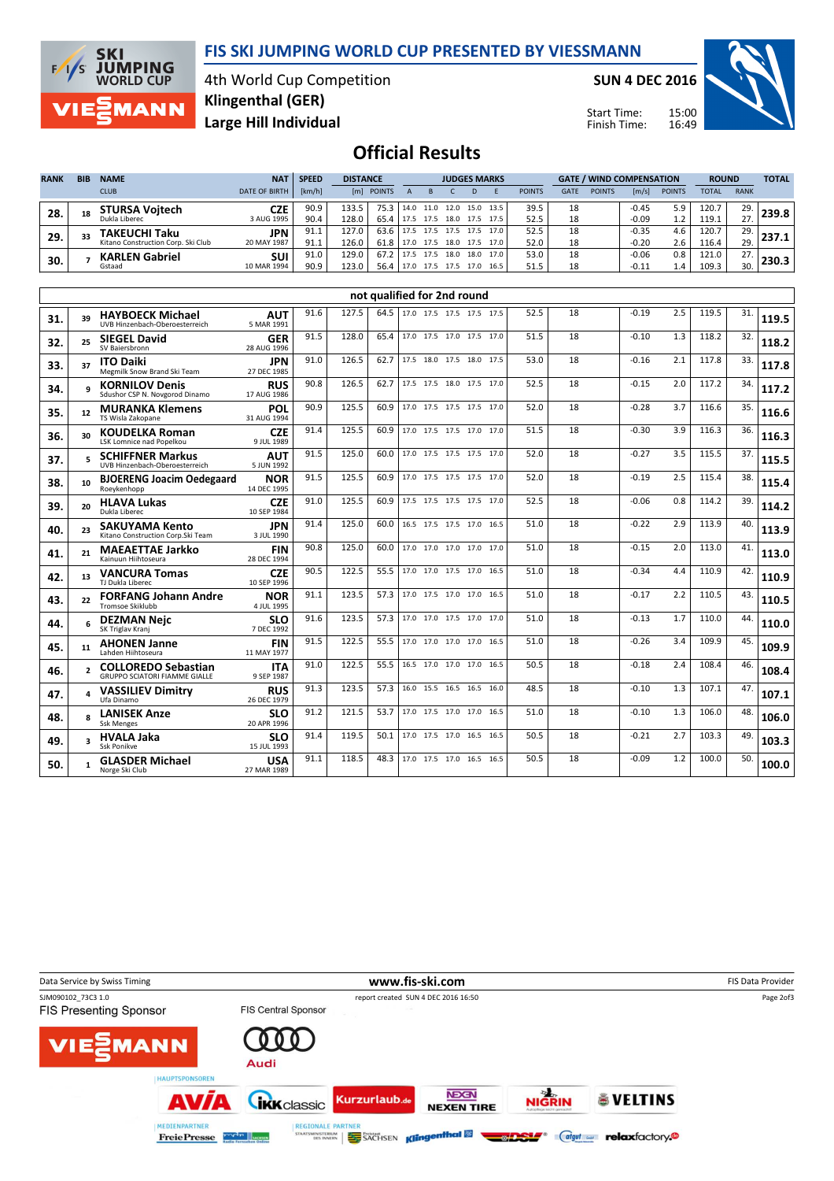# FIS SKI JUMPING WORLD CUP PRESENTED BY VIESSMANN

4th World Cup Competition
**Klingenthal (GER)**
**Large Hill Individual**

**SUN 4 DEC 2016**

Start Time: 15:00
Finish Time: 16:49

## Official Results

| RANK | BIB | NAME / CLUB | NAT / DATE OF BIRTH | SPEED [km/h] | DISTANCE [m] | DISTANCE POINTS | A | B | C | D | E | JUDGES POINTS | GATE | GATE POINTS | WIND [m/s] | WIND POINTS | ROUND TOTAL | ROUND RANK | TOTAL |
|---|---|---|---|---|---|---|---|---|---|---|---|---|---|---|---|---|---|---|---|
| 28. | 18 | **STURSA Vojtech** Dukla Liberec | CZE 3 AUG 1995 | 90.9 | 133.5 | 75.3 | 14.0 | 11.0 | 12.0 | 15.0 | 13.5 | 39.5 | 18 | | -0.45 | 5.9 | 120.7 | 29. | 239.8 |
| | | | | 90.4 | 128.0 | 65.4 | 17.5 | 17.5 | 18.0 | 17.5 | 17.5 | 52.5 | 18 | | -0.09 | 1.2 | 119.1 | 27. | |
| 29. | 33 | **TAKEUCHI Taku** Kitano Construction Corp. Ski Club | JPN 20 MAY 1987 | 91.1 | 127.0 | 63.6 | 17.5 | 17.5 | 17.5 | 17.5 | 17.0 | 52.5 | 18 | | -0.35 | 4.6 | 120.7 | 29. | 237.1 |
| | | | | 91.1 | 126.0 | 61.8 | 17.0 | 17.5 | 18.0 | 17.5 | 17.0 | 52.0 | 18 | | -0.20 | 2.6 | 116.4 | 29. | |
| 30. | 7 | **KARLEN Gabriel** Gstaad | SUI 10 MAR 1994 | 91.0 | 129.0 | 67.2 | 17.5 | 17.5 | 18.0 | 18.0 | 17.0 | 53.0 | 18 | | -0.06 | 0.8 | 121.0 | 27. | 230.3 |
| | | | | 90.9 | 123.0 | 56.4 | 17.0 | 17.5 | 17.5 | 17.0 | 16.5 | 51.5 | 18 | | -0.11 | 1.4 | 109.3 | 30. | |

### not qualified for 2nd round

| RANK | BIB | NAME / CLUB | NAT / DATE OF BIRTH | SPEED [km/h] | DISTANCE [m] | DISTANCE POINTS | A | B | C | D | E | JUDGES POINTS | GATE | GATE POINTS | WIND [m/s] | WIND POINTS | ROUND TOTAL | ROUND RANK | TOTAL |
|---|---|---|---|---|---|---|---|---|---|---|---|---|---|---|---|---|---|---|---|
| 31. | 39 | **HAYBOECK Michael** UVB Hinzenbach-Oberoesterreich | AUT 5 MAR 1991 | 91.6 | 127.5 | 64.5 | 17.0 | 17.5 | 17.5 | 17.5 | 17.5 | 52.5 | 18 | | -0.19 | 2.5 | 119.5 | 31. | 119.5 |
| 32. | 25 | **SIEGEL David** SV Baiersbronn | GER 28 AUG 1996 | 91.5 | 128.0 | 65.4 | 17.0 | 17.5 | 17.0 | 17.5 | 17.0 | 51.5 | 18 | | -0.10 | 1.3 | 118.2 | 32. | 118.2 |
| 33. | 37 | **ITO Daiki** Megmilk Snow Brand Ski Team | JPN 27 DEC 1985 | 91.0 | 126.5 | 62.7 | 17.5 | 18.0 | 17.5 | 18.0 | 17.5 | 53.0 | 18 | | -0.16 | 2.1 | 117.8 | 33. | 117.8 |
| 34. | 9 | **KORNILOV Denis** Sdushor CSP N. Novgorod Dinamo | RUS 17 AUG 1986 | 90.8 | 126.5 | 62.7 | 17.5 | 17.5 | 18.0 | 17.5 | 17.0 | 52.5 | 18 | | -0.15 | 2.0 | 117.2 | 34. | 117.2 |
| 35. | 12 | **MURANKA Klemens** TS Wisla Zakopane | POL 31 AUG 1994 | 90.9 | 125.5 | 60.9 | 17.0 | 17.5 | 17.5 | 17.5 | 17.0 | 52.0 | 18 | | -0.28 | 3.7 | 116.6 | 35. | 116.6 |
| 36. | 30 | **KOUDELKA Roman** LSK Lomnice nad Popelkou | CZE 9 JUL 1989 | 91.4 | 125.5 | 60.9 | 17.0 | 17.5 | 17.5 | 17.0 | 17.0 | 51.5 | 18 | | -0.30 | 3.9 | 116.3 | 36. | 116.3 |
| 37. | 5 | **SCHIFFNER Markus** UVB Hinzenbach-Oberoesterreich | AUT 5 JUN 1992 | 91.5 | 125.0 | 60.0 | 17.0 | 17.5 | 17.5 | 17.5 | 17.0 | 52.0 | 18 | | -0.27 | 3.5 | 115.5 | 37. | 115.5 |
| 38. | 10 | **BJOERENG Joacim Oedegaard** Roeykenhopp | NOR 14 DEC 1995 | 91.5 | 125.5 | 60.9 | 17.0 | 17.5 | 17.5 | 17.5 | 17.0 | 52.0 | 18 | | -0.19 | 2.5 | 115.4 | 38. | 115.4 |
| 39. | 20 | **HLAVA Lukas** Dukla Liberec | CZE 10 SEP 1984 | 91.0 | 125.5 | 60.9 | 17.5 | 17.5 | 17.5 | 17.5 | 17.0 | 52.5 | 18 | | -0.06 | 0.8 | 114.2 | 39. | 114.2 |
| 40. | 23 | **SAKUYAMA Kento** Kitano Construction Corp.Ski Team | JPN 3 JUL 1990 | 91.4 | 125.0 | 60.0 | 16.5 | 17.5 | 17.5 | 17.0 | 16.5 | 51.0 | 18 | | -0.22 | 2.9 | 113.9 | 40. | 113.9 |
| 41. | 21 | **MAEAETTAE Jarkko** Kainuun Hiihtoseura | FIN 28 DEC 1994 | 90.8 | 125.0 | 60.0 | 17.0 | 17.0 | 17.0 | 17.0 | 17.0 | 51.0 | 18 | | -0.15 | 2.0 | 113.0 | 41. | 113.0 |
| 42. | 13 | **VANCURA Tomas** TJ Dukla Liberec | CZE 10 SEP 1996 | 90.5 | 122.5 | 55.5 | 17.0 | 17.0 | 17.5 | 17.0 | 16.5 | 51.0 | 18 | | -0.34 | 4.4 | 110.9 | 42. | 110.9 |
| 43. | 22 | **FORFANG Johann Andre** Tromsoe Skiklubb | NOR 4 JUL 1995 | 91.1 | 123.5 | 57.3 | 17.0 | 17.5 | 17.0 | 17.0 | 16.5 | 51.0 | 18 | | -0.17 | 2.2 | 110.5 | 43. | 110.5 |
| 44. | 6 | **DEZMAN Nejc** SK Triglav Kranj | SLO 7 DEC 1992 | 91.6 | 123.5 | 57.3 | 17.0 | 17.0 | 17.5 | 17.0 | 17.0 | 51.0 | 18 | | -0.13 | 1.7 | 110.0 | 44. | 110.0 |
| 45. | 11 | **AHONEN Janne** Lahden Hiihtoseura | FIN 11 MAY 1977 | 91.5 | 122.5 | 55.5 | 17.0 | 17.0 | 17.0 | 17.0 | 16.5 | 51.0 | 18 | | -0.26 | 3.4 | 109.9 | 45. | 109.9 |
| 46. | 2 | **COLLOREDO Sebastian** GRUPPO SCIATORI FIAMME GIALLE | ITA 9 SEP 1987 | 91.0 | 122.5 | 55.5 | 16.5 | 17.0 | 17.0 | 17.0 | 16.5 | 50.5 | 18 | | -0.18 | 2.4 | 108.4 | 46. | 108.4 |
| 47. | 4 | **VASSILIEV Dimitry** Ufa Dinamo | RUS 26 DEC 1979 | 91.3 | 123.5 | 57.3 | 16.0 | 15.5 | 16.5 | 16.5 | 16.0 | 48.5 | 18 | | -0.10 | 1.3 | 107.1 | 47. | 107.1 |
| 48. | 8 | **LANISEK Anze** Ssk Menges | SLO 20 APR 1996 | 91.2 | 121.5 | 53.7 | 17.0 | 17.5 | 17.0 | 17.0 | 16.5 | 51.0 | 18 | | -0.10 | 1.3 | 106.0 | 48. | 106.0 |
| 49. | 3 | **HVALA Jaka** Ssk Ponikve | SLO 15 JUL 1993 | 91.4 | 119.5 | 50.1 | 17.0 | 17.5 | 17.0 | 16.5 | 16.5 | 50.5 | 18 | | -0.21 | 2.7 | 103.3 | 49. | 103.3 |
| 50. | 1 | **GLASDER Michael** Norge Ski Club | USA 27 MAR 1989 | 91.1 | 118.5 | 48.3 | 17.0 | 17.5 | 17.0 | 16.5 | 16.5 | 50.5 | 18 | | -0.09 | 1.2 | 100.0 | 50. | 100.0 |

Data Service by Swiss Timing — www.fis-ski.com — FIS Data Provider

SJM090102_73C3 1.0 — report created SUN 4 DEC 2016 16:50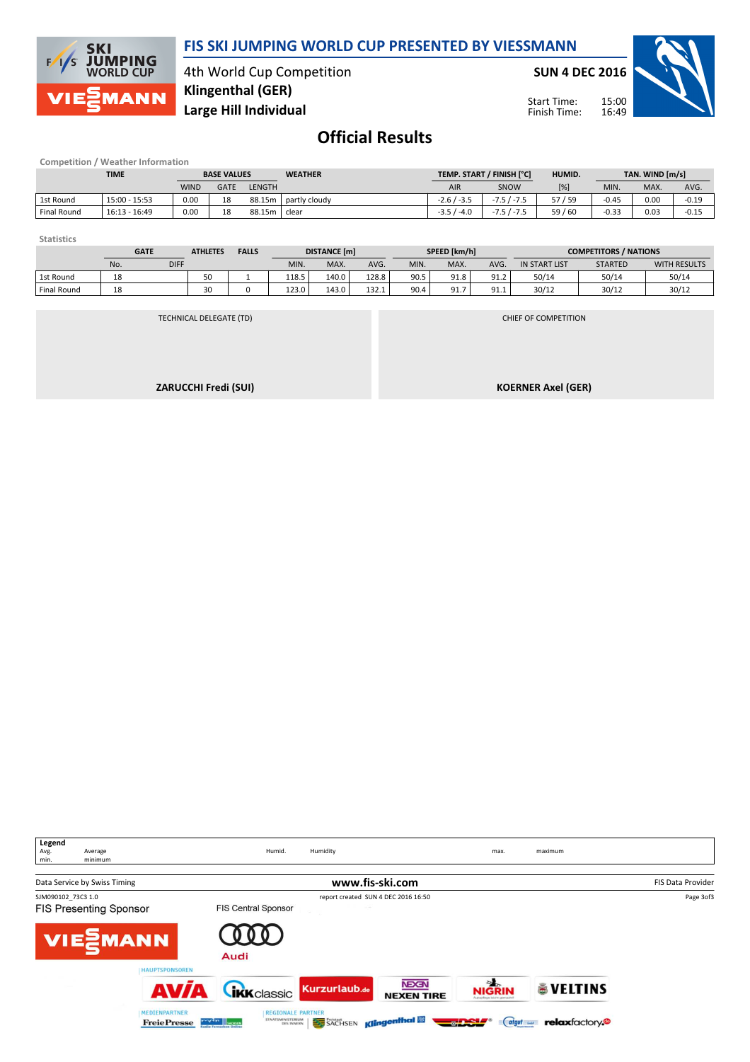# FIS SKI JUMPING WORLD CUP PRESENTED BY VIESSMANN

4th World Cup Competition
**Klingenthal (GER)**
**Large Hill Individual**

**SUN 4 DEC 2016**

Start Time: 15:00
Finish Time: 16:49

## Official Results

Competition / Weather Information

| | TIME | BASE VALUES | | | WEATHER | TEMP. START / FINISH [°C] | | HUMID. | TAN. WIND [m/s] | | |
|---|---|---|---|---|---|---|---|---|---|---|---|
| | | WIND | GATE | LENGTH | | AIR | SNOW | [%] | MIN. | MAX. | AVG. |
| 1st Round | 15:00 - 15:53 | 0.00 | 18 | 88.15m | partly cloudy | -2.6 / -3.5 | -7.5 / -7.5 | 57 / 59 | -0.45 | 0.00 | -0.19 |
| Final Round | 16:13 - 16:49 | 0.00 | 18 | 88.15m | clear | -3.5 / -4.0 | -7.5 / -7.5 | 59 / 60 | -0.33 | 0.03 | -0.15 |

Statistics

| | GATE | | ATHLETES | FALLS | DISTANCE [m] | | | SPEED [km/h] | | | COMPETITORS / NATIONS | | |
|---|---|---|---|---|---|---|---|---|---|---|---|---|---|
| | No. | DIFF | | | MIN. | MAX. | AVG. | MIN. | MAX. | AVG. | IN START LIST | STARTED | WITH RESULTS |
| 1st Round | 18 | | 50 | 1 | 118.5 | 140.0 | 128.8 | 90.5 | 91.8 | 91.2 | 50/14 | 50/14 | 50/14 |
| Final Round | 18 | | 30 | 0 | 123.0 | 143.0 | 132.1 | 90.4 | 91.7 | 91.1 | 30/12 | 30/12 | 30/12 |

| TECHNICAL DELEGATE (TD) | CHIEF OF COMPETITION |
|---|---|
| **ZARUCCHI Fredi (SUI)** | **KOERNER Axel (GER)** |

**Legend**
Avg. Average
min. minimum
Humid. Humidity
max. maximum

Data Service by Swiss Timing — www.fis-ski.com — FIS Data Provider

SJM090102_73C3 1.0 — report created SUN 4 DEC 2016 16:50

FIS Presenting Sponsor: VIESSMANN
FIS Central Sponsor: Audi
HAUPTSPONSOREN: AVIA, IKK classic, Kurzurlaub.de, NEXEN TIRE, NIGRIN, VELTINS
MEDIENPARTNER: Freie Presse, MDR
REGIONALE PARTNER: Staatsministerium des Innern, Freistaat Sachsen, Klingenthal, DSV, Falgut, relaxfactory